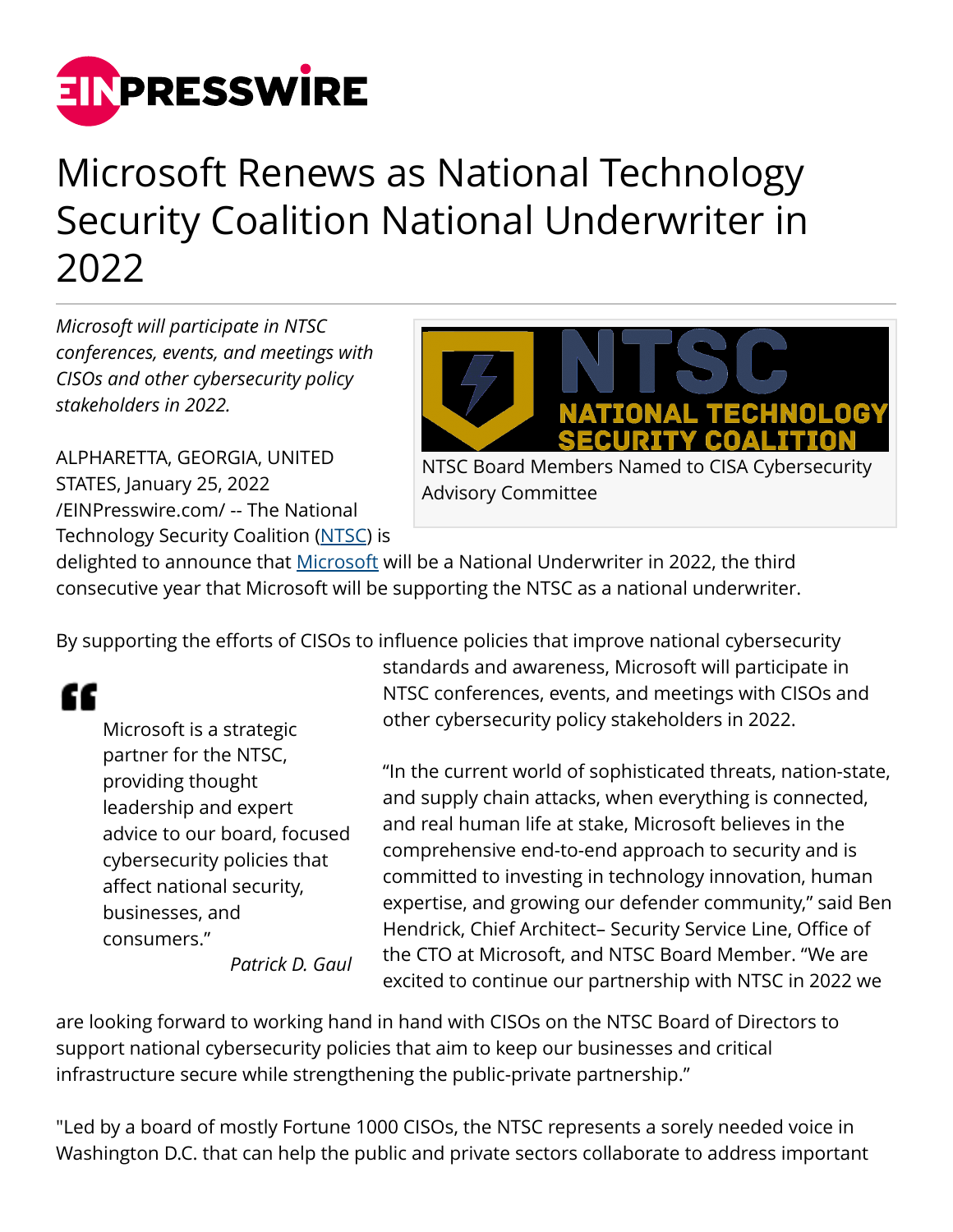# Microsoft Renews as National Technology Security Coalition National Underwriter in 2022

*Microsoft will participate in NTSC conferences, events, and meetings with CISOs and other cybersecurity policy stakeholders in 2022.*

NTSC Board Members Named to CISA Cybersecurity Advisory Committee

ALPHARETTA, GEORGIA, UNITED STATES, January 25, 2022 /EINPresswire.com/ -- The National Technology Security Coalition (NTSC) is delighted to announce that Microsoft will be a National Underwriter in 2022, the third consecutive year that Microsoft will be supporting the NTSC as a national underwriter.

By supporting the efforts of CISOs to influence policies that improve national cybersecurity standards and awareness, Microsoft will participate in NTSC conferences, events, and meetings with CISOs and other cybersecurity policy stakeholders in 2022.

> Microsoft is a strategic partner for the NTSC, providing thought leadership and expert advice to our board, focused cybersecurity policies that affect national security, businesses, and consumers."
>
> *Patrick D. Gaul*

"In the current world of sophisticated threats, nation-state, and supply chain attacks, when everything is connected, and real human life at stake, Microsoft believes in the comprehensive end-to-end approach to security and is committed to investing in technology innovation, human expertise, and growing our defender community," said Ben Hendrick, Chief Architect– Security Service Line, Office of the CTO at Microsoft, and NTSC Board Member. "We are excited to continue our partnership with NTSC in 2022 we are looking forward to working hand in hand with CISOs on the NTSC Board of Directors to support national cybersecurity policies that aim to keep our businesses and critical infrastructure secure while strengthening the public-private partnership."

"Led by a board of mostly Fortune 1000 CISOs, the NTSC represents a sorely needed voice in Washington D.C. that can help the public and private sectors collaborate to address important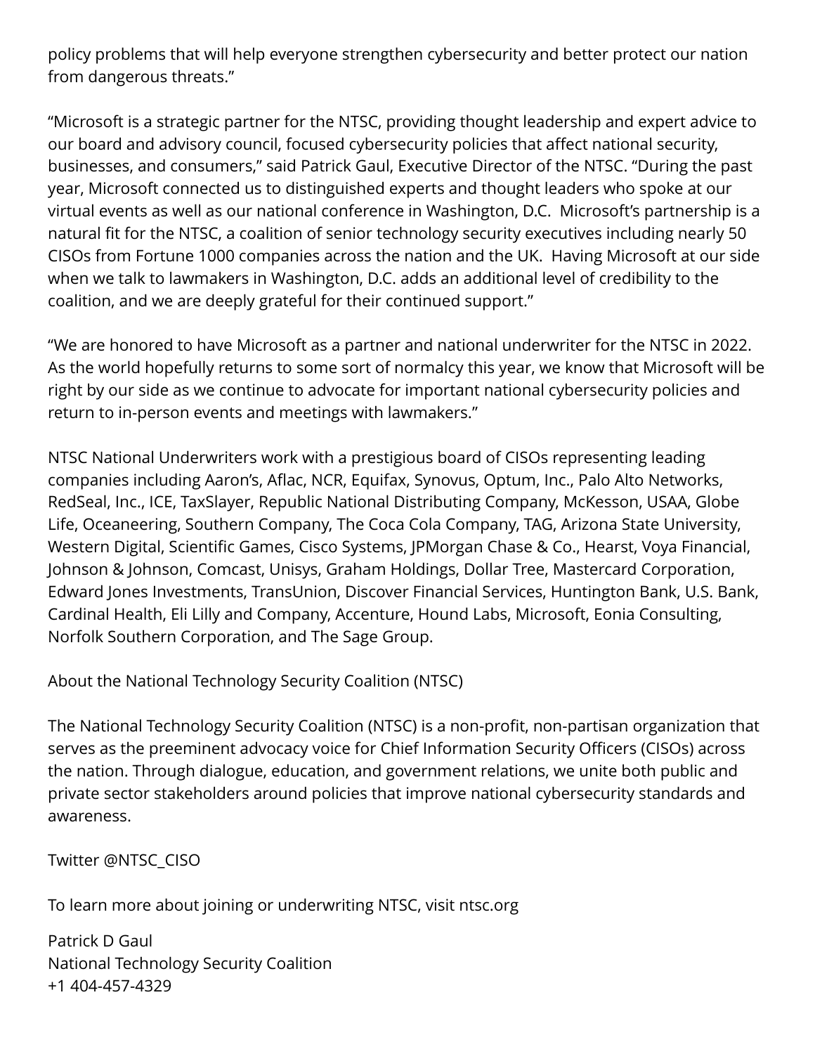policy problems that will help everyone strengthen cybersecurity and better protect our nation from dangerous threats."

"Microsoft is a strategic partner for the NTSC, providing thought leadership and expert advice to our board and advisory council, focused cybersecurity policies that affect national security, businesses, and consumers," said Patrick Gaul, Executive Director of the NTSC. "During the past year, Microsoft connected us to distinguished experts and thought leaders who spoke at our virtual events as well as our national conference in Washington, D.C.  Microsoft's partnership is a natural fit for the NTSC, a coalition of senior technology security executives including nearly 50 CISOs from Fortune 1000 companies across the nation and the UK.  Having Microsoft at our side when we talk to lawmakers in Washington, D.C. adds an additional level of credibility to the coalition, and we are deeply grateful for their continued support."

"We are honored to have Microsoft as a partner and national underwriter for the NTSC in 2022. As the world hopefully returns to some sort of normalcy this year, we know that Microsoft will be right by our side as we continue to advocate for important national cybersecurity policies and return to in-person events and meetings with lawmakers."

NTSC National Underwriters work with a prestigious board of CISOs representing leading companies including Aaron's, Aflac, NCR, Equifax, Synovus, Optum, Inc., Palo Alto Networks, RedSeal, Inc., ICE, TaxSlayer, Republic National Distributing Company, McKesson, USAA, Globe Life, Oceaneering, Southern Company, The Coca Cola Company, TAG, Arizona State University, Western Digital, Scientific Games, Cisco Systems, JPMorgan Chase & Co., Hearst, Voya Financial, Johnson & Johnson, Comcast, Unisys, Graham Holdings, Dollar Tree, Mastercard Corporation, Edward Jones Investments, TransUnion, Discover Financial Services, Huntington Bank, U.S. Bank, Cardinal Health, Eli Lilly and Company, Accenture, Hound Labs, Microsoft, Eonia Consulting, Norfolk Southern Corporation, and The Sage Group.

About the National Technology Security Coalition (NTSC)

The National Technology Security Coalition (NTSC) is a non-profit, non-partisan organization that serves as the preeminent advocacy voice for Chief Information Security Officers (CISOs) across the nation. Through dialogue, education, and government relations, we unite both public and private sector stakeholders around policies that improve national cybersecurity standards and awareness.

Twitter @NTSC_CISO

To learn more about joining or underwriting NTSC, visit ntsc.org

Patrick D Gaul
National Technology Security Coalition
+1 404-457-4329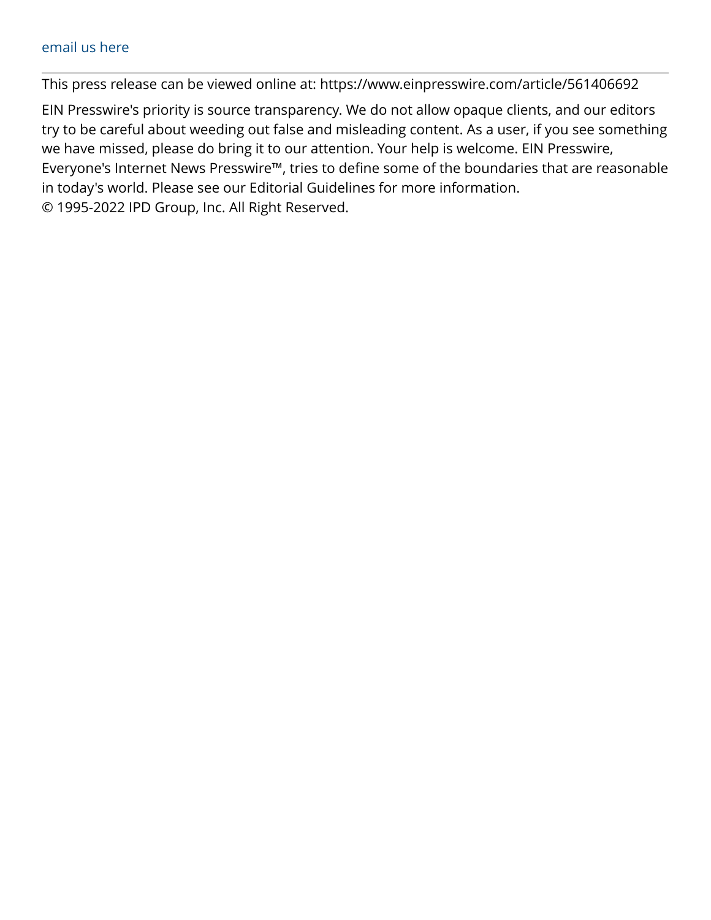email us here

---

This press release can be viewed online at: https://www.einpresswire.com/article/561406692

EIN Presswire's priority is source transparency. We do not allow opaque clients, and our editors try to be careful about weeding out false and misleading content. As a user, if you see something we have missed, please do bring it to our attention. Your help is welcome. EIN Presswire, Everyone's Internet News Presswire™, tries to define some of the boundaries that are reasonable in today's world. Please see our Editorial Guidelines for more information.
© 1995-2022 IPD Group, Inc. All Right Reserved.